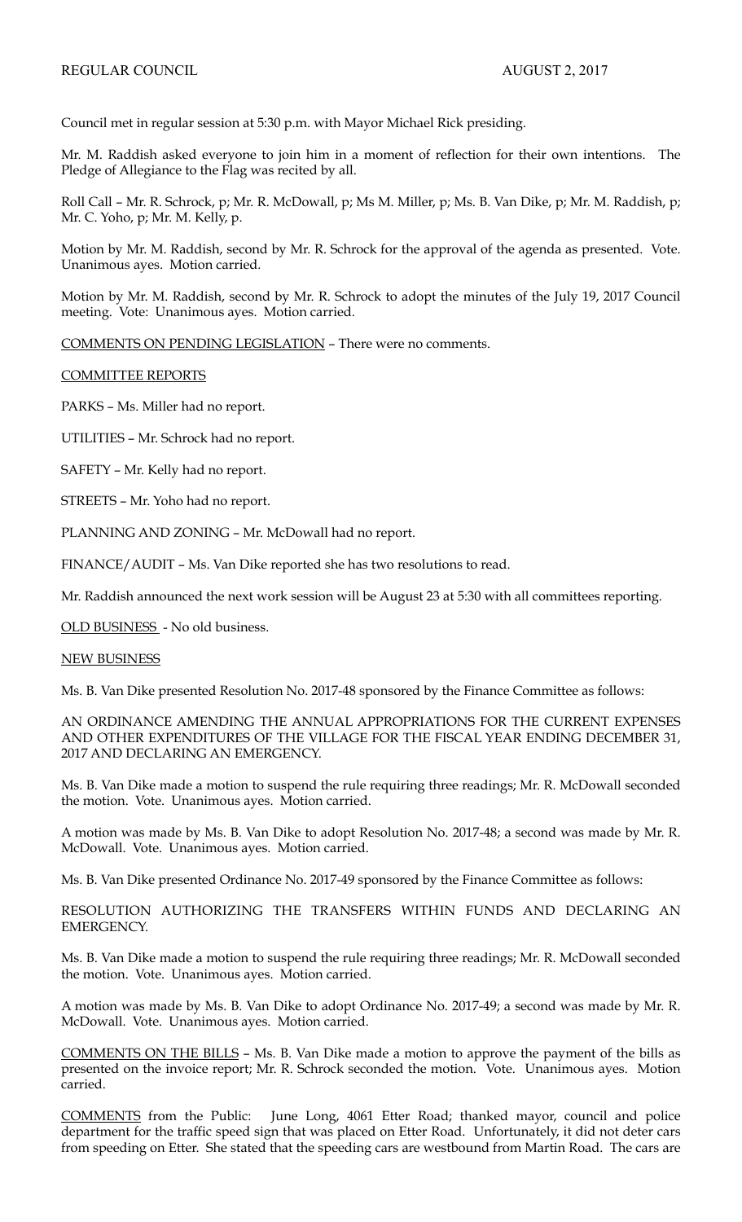REGULAR COUNCIL AUGUST 2, 2017

Council met in regular session at 5:30 p.m. with Mayor Michael Rick presiding.

Mr. M. Raddish asked everyone to join him in a moment of reflection for their own intentions. The Pledge of Allegiance to the Flag was recited by all.

Roll Call – Mr. R. Schrock, p; Mr. R. McDowall, p; Ms M. Miller, p; Ms. B. Van Dike, p; Mr. M. Raddish, p; Mr. C. Yoho, p; Mr. M. Kelly, p.

Motion by Mr. M. Raddish, second by Mr. R. Schrock for the approval of the agenda as presented. Vote. Unanimous ayes. Motion carried.

Motion by Mr. M. Raddish, second by Mr. R. Schrock to adopt the minutes of the July 19, 2017 Council meeting. Vote: Unanimous ayes. Motion carried.

<u>COMMENTS ON PENDING LEGISLATION</u> – There were no comments.

<u>COMMITTEE REPORTS</u>

PARKS – Ms. Miller had no report.

UTILITIES – Mr. Schrock had no report.

SAFETY – Mr. Kelly had no report.

STREETS – Mr. Yoho had no report.

PLANNING AND ZONING – Mr. McDowall had no report.

FINANCE/AUDIT – Ms. Van Dike reported she has two resolutions to read.

Mr. Raddish announced the next work session will be August 23 at 5:30 with all committees reporting.

<u>OLD BUSINESS</u> - No old business.

<u>NEW BUSINESS</u>

Ms. B. Van Dike presented Resolution No. 2017-48 sponsored by the Finance Committee as follows:

AN ORDINANCE AMENDING THE ANNUAL APPROPRIATIONS FOR THE CURRENT EXPENSES AND OTHER EXPENDITURES OF THE VILLAGE FOR THE FISCAL YEAR ENDING DECEMBER 31, 2017 AND DECLARING AN EMERGENCY.

Ms. B. Van Dike made a motion to suspend the rule requiring three readings; Mr. R. McDowall seconded the motion. Vote. Unanimous ayes. Motion carried.

A motion was made by Ms. B. Van Dike to adopt Resolution No. 2017-48; a second was made by Mr. R. McDowall. Vote. Unanimous ayes. Motion carried.

Ms. B. Van Dike presented Ordinance No. 2017-49 sponsored by the Finance Committee as follows:

RESOLUTION AUTHORIZING THE TRANSFERS WITHIN FUNDS AND DECLARING AN EMERGENCY.

Ms. B. Van Dike made a motion to suspend the rule requiring three readings; Mr. R. McDowall seconded the motion. Vote. Unanimous ayes. Motion carried.

A motion was made by Ms. B. Van Dike to adopt Ordinance No. 2017-49; a second was made by Mr. R. McDowall. Vote. Unanimous ayes. Motion carried.

<u>COMMENTS ON THE BILLS</u> – Ms. B. Van Dike made a motion to approve the payment of the bills as presented on the invoice report; Mr. R. Schrock seconded the motion. Vote. Unanimous ayes. Motion carried.

<u>COMMENTS</u> from the Public: June Long, 4061 Etter Road; thanked mayor, council and police department for the traffic speed sign that was placed on Etter Road. Unfortunately, it did not deter cars from speeding on Etter. She stated that the speeding cars are westbound from Martin Road. The cars are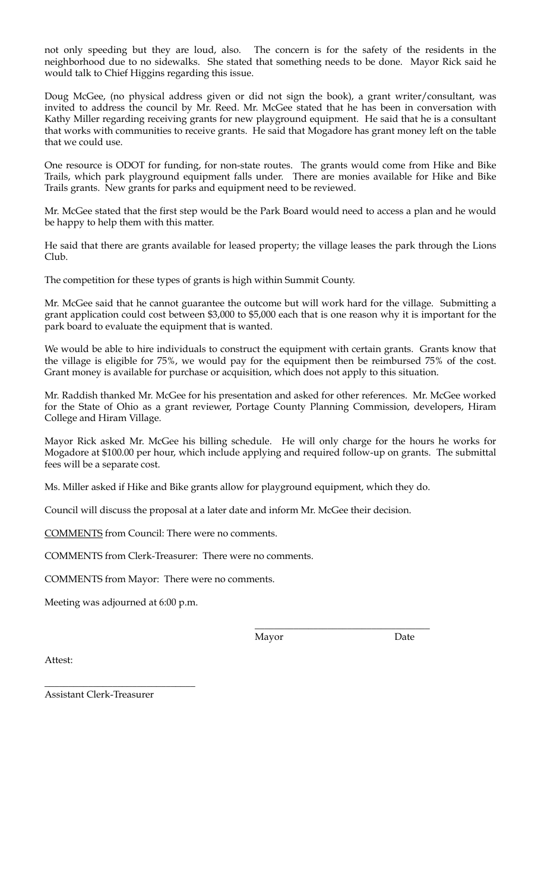not only speeding but they are loud, also. The concern is for the safety of the residents in the neighborhood due to no sidewalks. She stated that something needs to be done. Mayor Rick said he would talk to Chief Higgins regarding this issue.

Doug McGee, (no physical address given or did not sign the book), a grant writer/consultant, was invited to address the council by Mr. Reed. Mr. McGee stated that he has been in conversation with Kathy Miller regarding receiving grants for new playground equipment. He said that he is a consultant that works with communities to receive grants. He said that Mogadore has grant money left on the table that we could use.

One resource is ODOT for funding, for non-state routes. The grants would come from Hike and Bike Trails, which park playground equipment falls under. There are monies available for Hike and Bike Trails grants. New grants for parks and equipment need to be reviewed.

Mr. McGee stated that the first step would be the Park Board would need to access a plan and he would be happy to help them with this matter.

He said that there are grants available for leased property; the village leases the park through the Lions Club.

The competition for these types of grants is high within Summit County.

Mr. McGee said that he cannot guarantee the outcome but will work hard for the village. Submitting a grant application could cost between $3,000 to $5,000 each that is one reason why it is important for the park board to evaluate the equipment that is wanted.

We would be able to hire individuals to construct the equipment with certain grants. Grants know that the village is eligible for 75%, we would pay for the equipment then be reimbursed 75% of the cost. Grant money is available for purchase or acquisition, which does not apply to this situation.

Mr. Raddish thanked Mr. McGee for his presentation and asked for other references. Mr. McGee worked for the State of Ohio as a grant reviewer, Portage County Planning Commission, developers, Hiram College and Hiram Village.

Mayor Rick asked Mr. McGee his billing schedule. He will only charge for the hours he works for Mogadore at $100.00 per hour, which include applying and required follow-up on grants. The submittal fees will be a separate cost.

Ms. Miller asked if Hike and Bike grants allow for playground equipment, which they do.

Council will discuss the proposal at a later date and inform Mr. McGee their decision.

COMMENTS from Council: There were no comments.

COMMENTS from Clerk-Treasurer: There were no comments.

COMMENTS from Mayor: There were no comments.

Meeting was adjourned at 6:00 p.m.

\_\_\_\_\_\_\_\_\_\_\_\_\_\_\_\_\_\_\_\_\_\_\_\_\_\_\_\_\_\_\_\_\_\_\_\_

Mayor Date

Attest:

\_\_\_\_\_\_\_\_\_\_\_\_\_\_\_\_\_\_\_\_\_\_\_\_\_\_\_\_\_\_\_\_\_\_\_\_

Assistant Clerk-Treasurer